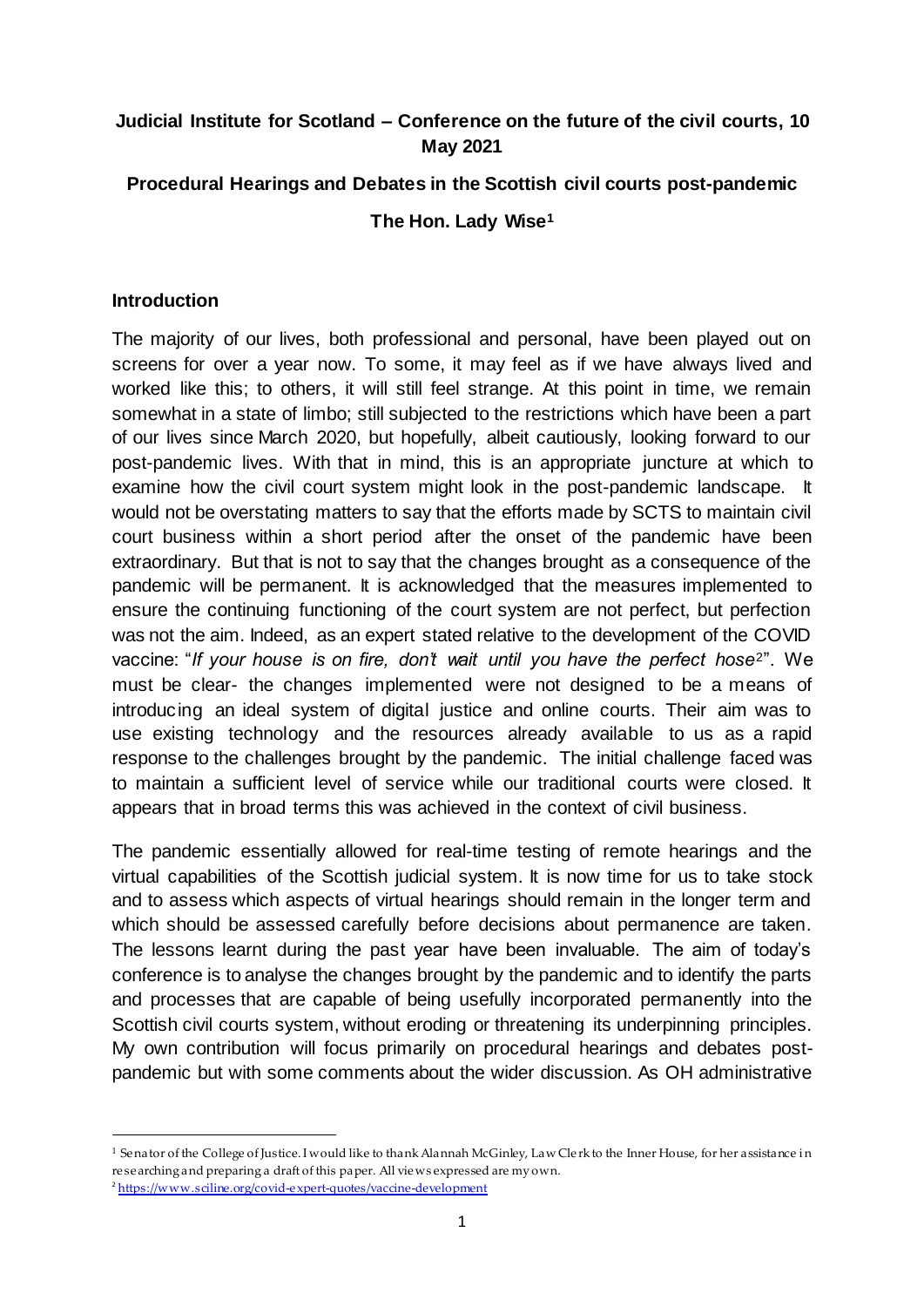# Judicial Institute for Scotland – Conference on the future of the civil courts, 10 May 2021

## Procedural Hearings and Debates in the Scottish civil courts post-pandemic

### The Hon. Lady Wise[1]

## Introduction

The majority of our lives, both professional and personal, have been played out on screens for over a year now. To some, it may feel as if we have always lived and worked like this; to others, it will still feel strange. At this point in time, we remain somewhat in a state of limbo; still subjected to the restrictions which have been a part of our lives since March 2020, but hopefully, albeit cautiously, looking forward to our post-pandemic lives. With that in mind, this is an appropriate juncture at which to examine how the civil court system might look in the post-pandemic landscape. It would not be overstating matters to say that the efforts made by SCTS to maintain civil court business within a short period after the onset of the pandemic have been extraordinary. But that is not to say that the changes brought as a consequence of the pandemic will be permanent. It is acknowledged that the measures implemented to ensure the continuing functioning of the court system are not perfect, but perfection was not the aim. Indeed, as an expert stated relative to the development of the COVID vaccine: "*If your house is on fire, don't wait until you have the perfect hose*[2]". We must be clear- the changes implemented were not designed to be a means of introducing an ideal system of digital justice and online courts. Their aim was to use existing technology and the resources already available to us as a rapid response to the challenges brought by the pandemic. The initial challenge faced was to maintain a sufficient level of service while our traditional courts were closed. It appears that in broad terms this was achieved in the context of civil business.

The pandemic essentially allowed for real-time testing of remote hearings and the virtual capabilities of the Scottish judicial system. It is now time for us to take stock and to assess which aspects of virtual hearings should remain in the longer term and which should be assessed carefully before decisions about permanence are taken. The lessons learnt during the past year have been invaluable. The aim of today's conference is to analyse the changes brought by the pandemic and to identify the parts and processes that are capable of being usefully incorporated permanently into the Scottish civil courts system, without eroding or threatening its underpinning principles. My own contribution will focus primarily on procedural hearings and debates post-pandemic but with some comments about the wider discussion. As OH administrative

---

[1] Senator of the College of Justice. I would like to thank Alannah McGinley, Law Clerk to the Inner House, for her assistance in researching and preparing a draft of this paper. All views expressed are my own.

[2] https://www.sciline.org/covid-expert-quotes/vaccine-development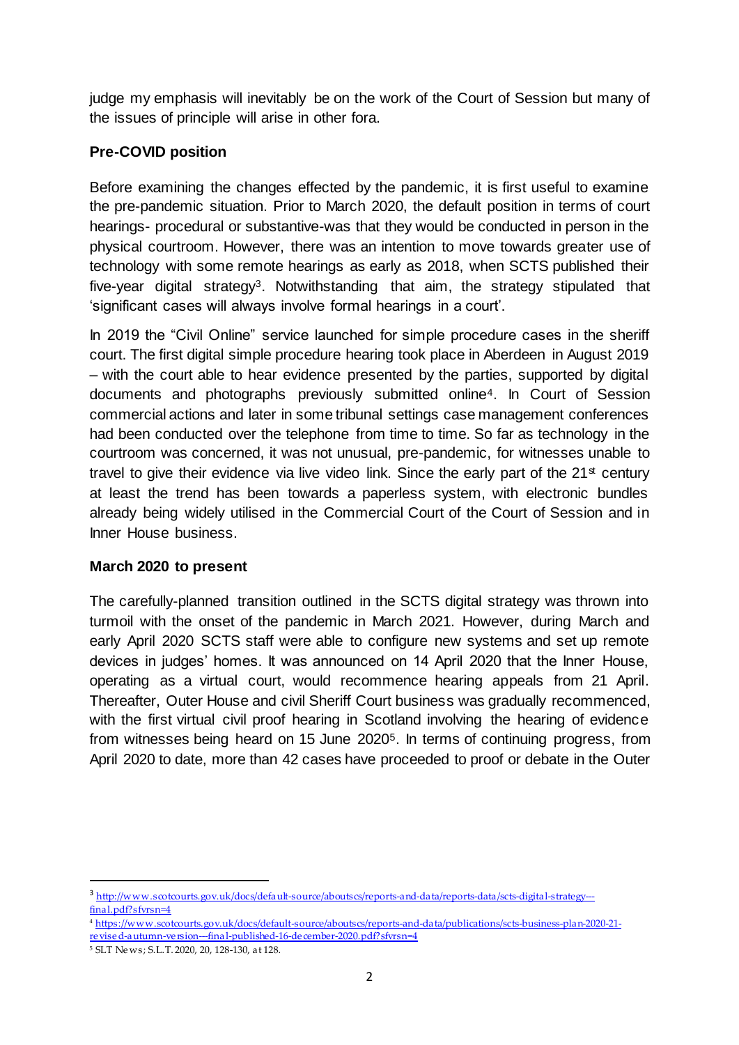judge my emphasis will inevitably be on the work of the Court of Session but many of the issues of principle will arise in other fora.

**Pre-COVID position**

Before examining the changes effected by the pandemic, it is first useful to examine the pre-pandemic situation. Prior to March 2020, the default position in terms of court hearings- procedural or substantive-was that they would be conducted in person in the physical courtroom. However, there was an intention to move towards greater use of technology with some remote hearings as early as 2018, when SCTS published their five-year digital strategy[3]. Notwithstanding that aim, the strategy stipulated that 'significant cases will always involve formal hearings in a court'.

In 2019 the "Civil Online" service launched for simple procedure cases in the sheriff court. The first digital simple procedure hearing took place in Aberdeen in August 2019 – with the court able to hear evidence presented by the parties, supported by digital documents and photographs previously submitted online[4]. In Court of Session commercial actions and later in some tribunal settings case management conferences had been conducted over the telephone from time to time. So far as technology in the courtroom was concerned, it was not unusual, pre-pandemic, for witnesses unable to travel to give their evidence via live video link. Since the early part of the 21st century at least the trend has been towards a paperless system, with electronic bundles already being widely utilised in the Commercial Court of the Court of Session and in Inner House business.

**March 2020 to present**

The carefully-planned transition outlined in the SCTS digital strategy was thrown into turmoil with the onset of the pandemic in March 2021. However, during March and early April 2020 SCTS staff were able to configure new systems and set up remote devices in judges' homes. It was announced on 14 April 2020 that the Inner House, operating as a virtual court, would recommence hearing appeals from 21 April. Thereafter, Outer House and civil Sheriff Court business was gradually recommenced, with the first virtual civil proof hearing in Scotland involving the hearing of evidence from witnesses being heard on 15 June 2020[5]. In terms of continuing progress, from April 2020 to date, more than 42 cases have proceeded to proof or debate in the Outer

---

[3] http://www.scotcourts.gov.uk/docs/default-source/aboutscs/reports-and-data/reports-data/scts-digital-strategy---final.pdf?sfvrsn=4

[4] https://www.scotcourts.gov.uk/docs/default-source/aboutscs/reports-and-data/publications/scts-business-plan-2020-21-revised-autumn-version---final-published-16-december-2020.pdf?sfvrsn=4

[5] SLT News; S.L.T. 2020, 20, 128-130, at 128.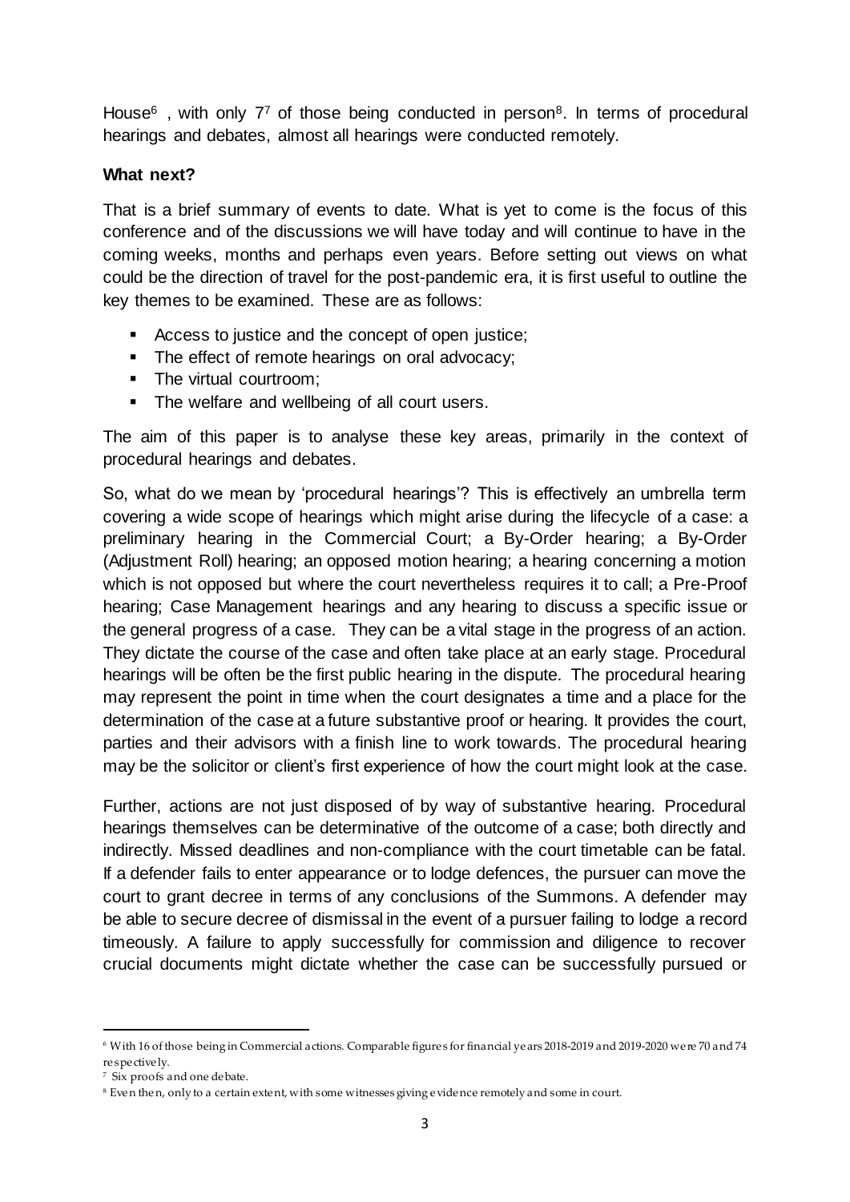House[6] , with only 7[7] of those being conducted in person[8]. In terms of procedural hearings and debates, almost all hearings were conducted remotely.

**What next?**

That is a brief summary of events to date. What is yet to come is the focus of this conference and of the discussions we will have today and will continue to have in the coming weeks, months and perhaps even years. Before setting out views on what could be the direction of travel for the post-pandemic era, it is first useful to outline the key themes to be examined. These are as follows:

- Access to justice and the concept of open justice;
- The effect of remote hearings on oral advocacy;
- The virtual courtroom;
- The welfare and wellbeing of all court users.

The aim of this paper is to analyse these key areas, primarily in the context of procedural hearings and debates.

So, what do we mean by 'procedural hearings'? This is effectively an umbrella term covering a wide scope of hearings which might arise during the lifecycle of a case: a preliminary hearing in the Commercial Court; a By-Order hearing; a By-Order (Adjustment Roll) hearing; an opposed motion hearing; a hearing concerning a motion which is not opposed but where the court nevertheless requires it to call; a Pre-Proof hearing; Case Management hearings and any hearing to discuss a specific issue or the general progress of a case. They can be a vital stage in the progress of an action. They dictate the course of the case and often take place at an early stage. Procedural hearings will be often be the first public hearing in the dispute. The procedural hearing may represent the point in time when the court designates a time and a place for the determination of the case at a future substantive proof or hearing. It provides the court, parties and their advisors with a finish line to work towards. The procedural hearing may be the solicitor or client's first experience of how the court might look at the case.

Further, actions are not just disposed of by way of substantive hearing. Procedural hearings themselves can be determinative of the outcome of a case; both directly and indirectly. Missed deadlines and non-compliance with the court timetable can be fatal. If a defender fails to enter appearance or to lodge defences, the pursuer can move the court to grant decree in terms of any conclusions of the Summons. A defender may be able to secure decree of dismissal in the event of a pursuer failing to lodge a record timeously. A failure to apply successfully for commission and diligence to recover crucial documents might dictate whether the case can be successfully pursued or

---

[6] With 16 of those being in Commercial actions. Comparable figures for financial years 2018-2019 and 2019-2020 were 70 and 74 respectively.

[7] Six proofs and one debate.

[8] Even then, only to a certain extent, with some witnesses giving evidence remotely and some in court.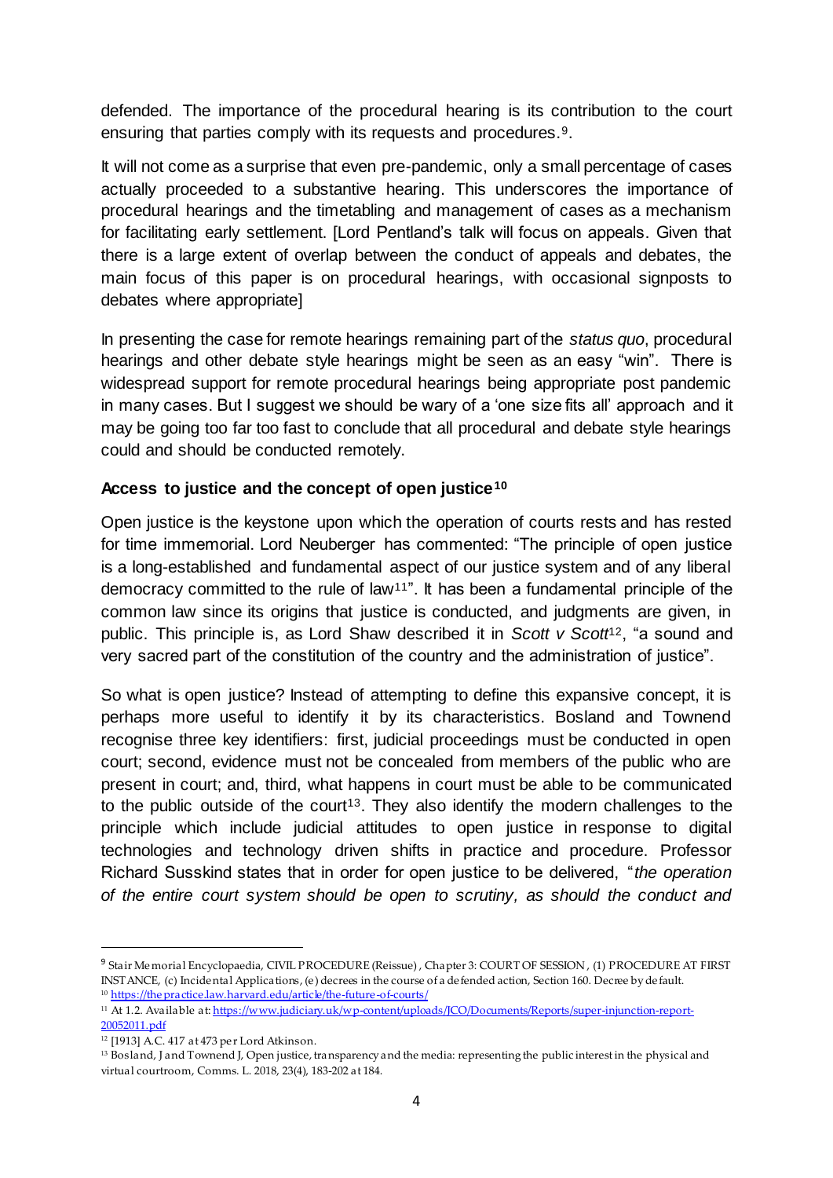defended. The importance of the procedural hearing is its contribution to the court ensuring that parties comply with its requests and procedures.[9].

It will not come as a surprise that even pre-pandemic, only a small percentage of cases actually proceeded to a substantive hearing. This underscores the importance of procedural hearings and the timetabling and management of cases as a mechanism for facilitating early settlement. [Lord Pentland's talk will focus on appeals. Given that there is a large extent of overlap between the conduct of appeals and debates, the main focus of this paper is on procedural hearings, with occasional signposts to debates where appropriate]

In presenting the case for remote hearings remaining part of the *status quo*, procedural hearings and other debate style hearings might be seen as an easy "win". There is widespread support for remote procedural hearings being appropriate post pandemic in many cases. But I suggest we should be wary of a 'one size fits all' approach and it may be going too far too fast to conclude that all procedural and debate style hearings could and should be conducted remotely.

**Access to justice and the concept of open justice[10]**

Open justice is the keystone upon which the operation of courts rests and has rested for time immemorial. Lord Neuberger has commented: "The principle of open justice is a long-established and fundamental aspect of our justice system and of any liberal democracy committed to the rule of law[11]". It has been a fundamental principle of the common law since its origins that justice is conducted, and judgments are given, in public. This principle is, as Lord Shaw described it in *Scott v Scott*[12], "a sound and very sacred part of the constitution of the country and the administration of justice".

So what is open justice? Instead of attempting to define this expansive concept, it is perhaps more useful to identify it by its characteristics. Bosland and Townend recognise three key identifiers: first, judicial proceedings must be conducted in open court; second, evidence must not be concealed from members of the public who are present in court; and, third, what happens in court must be able to be communicated to the public outside of the court[13]. They also identify the modern challenges to the principle which include judicial attitudes to open justice in response to digital technologies and technology driven shifts in practice and procedure. Professor Richard Susskind states that in order for open justice to be delivered, "*the operation of the entire court system should be open to scrutiny, as should the conduct and*

---

[9] Stair Memorial Encyclopaedia, CIVIL PROCEDURE (Reissue), Chapter 3: COURT OF SESSION, (1) PROCEDURE AT FIRST INSTANCE, (c) Incidental Applications, (e) decrees in the course of a defended action, Section 160. Decree by default.

[10] https://thepractice.law.harvard.edu/article/the-future-of-courts/

[11] At 1.2. Available at: https://www.judiciary.uk/wp-content/uploads/JCO/Documents/Reports/super-injunction-report-20052011.pdf

[12] [1913] A.C. 417 at 473 per Lord Atkinson.

[13] Bosland, J and Townend J, Open justice, transparency and the media: representing the public interest in the physical and virtual courtroom, Comms. L. 2018, 23(4), 183-202 at 184.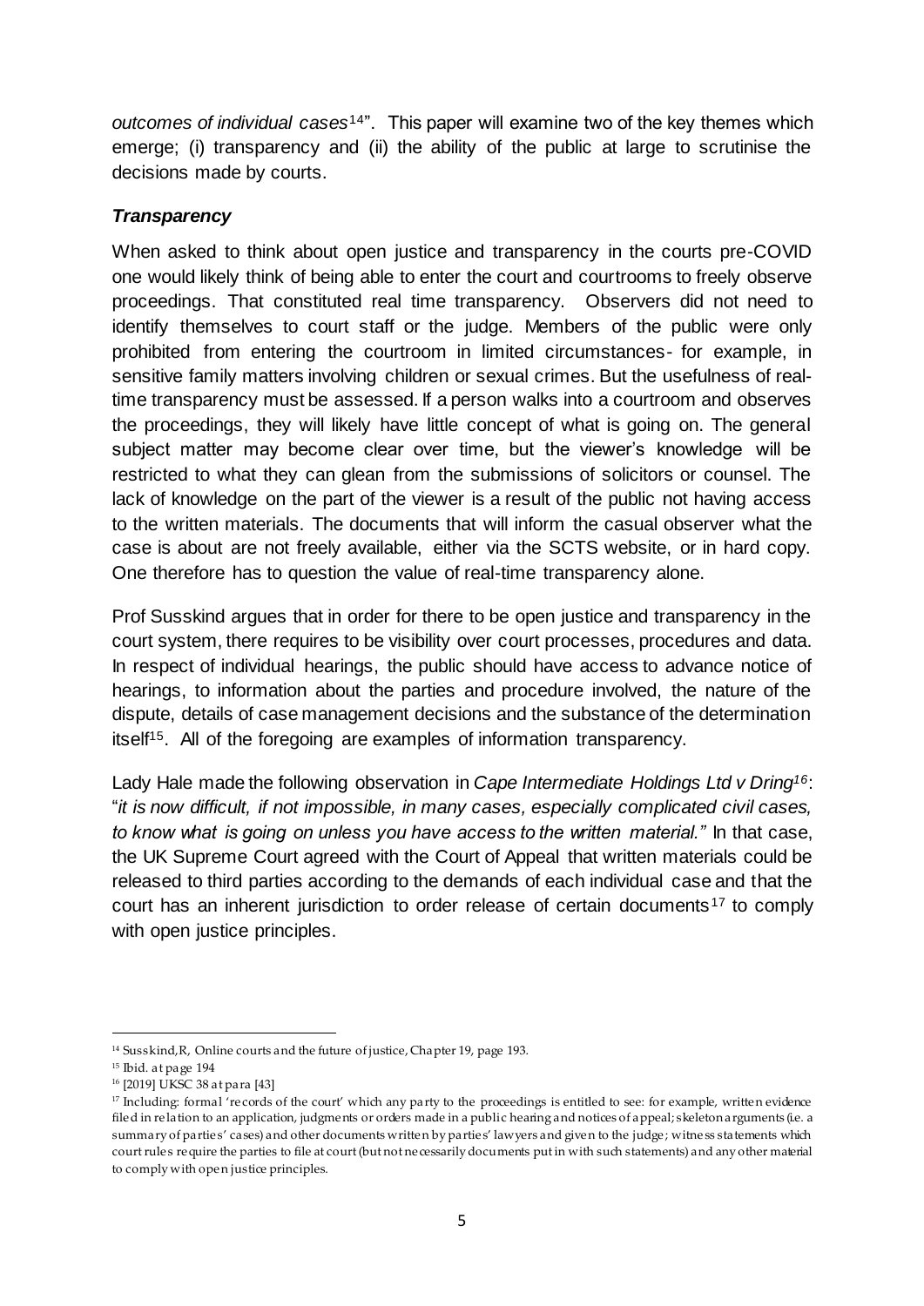*outcomes of individual cases*[14]". This paper will examine two of the key themes which emerge; (i) transparency and (ii) the ability of the public at large to scrutinise the decisions made by courts.

### *Transparency*

When asked to think about open justice and transparency in the courts pre-COVID one would likely think of being able to enter the court and courtrooms to freely observe proceedings. That constituted real time transparency. Observers did not need to identify themselves to court staff or the judge. Members of the public were only prohibited from entering the courtroom in limited circumstances- for example, in sensitive family matters involving children or sexual crimes. But the usefulness of real-time transparency must be assessed. If a person walks into a courtroom and observes the proceedings, they will likely have little concept of what is going on. The general subject matter may become clear over time, but the viewer's knowledge will be restricted to what they can glean from the submissions of solicitors or counsel. The lack of knowledge on the part of the viewer is a result of the public not having access to the written materials. The documents that will inform the casual observer what the case is about are not freely available, either via the SCTS website, or in hard copy. One therefore has to question the value of real-time transparency alone.

Prof Susskind argues that in order for there to be open justice and transparency in the court system, there requires to be visibility over court processes, procedures and data. In respect of individual hearings, the public should have access to advance notice of hearings, to information about the parties and procedure involved, the nature of the dispute, details of case management decisions and the substance of the determination itself[15]. All of the foregoing are examples of information transparency.

Lady Hale made the following observation in *Cape Intermediate Holdings Ltd v Dring*[16]: "*it is now difficult, if not impossible, in many cases, especially complicated civil cases, to know what is going on unless you have access to the written material."* In that case, the UK Supreme Court agreed with the Court of Appeal that written materials could be released to third parties according to the demands of each individual case and that the court has an inherent jurisdiction to order release of certain documents[17] to comply with open justice principles.

---

[14] Susskind, R, Online courts and the future of justice, Chapter 19, page 193.

[15] Ibid. at page 194

[16] [2019] UKSC 38 at para [43]

[17] Including: formal 'records of the court' which any party to the proceedings is entitled to see: for example, written evidence filed in relation to an application, judgments or orders made in a public hearing and notices of appeal; skeleton arguments (i.e. a summary of parties' cases) and other documents written by parties' lawyers and given to the judge; witness statements which court rules require the parties to file at court (but not necessarily documents put in with such statements) and any other material to comply with open justice principles.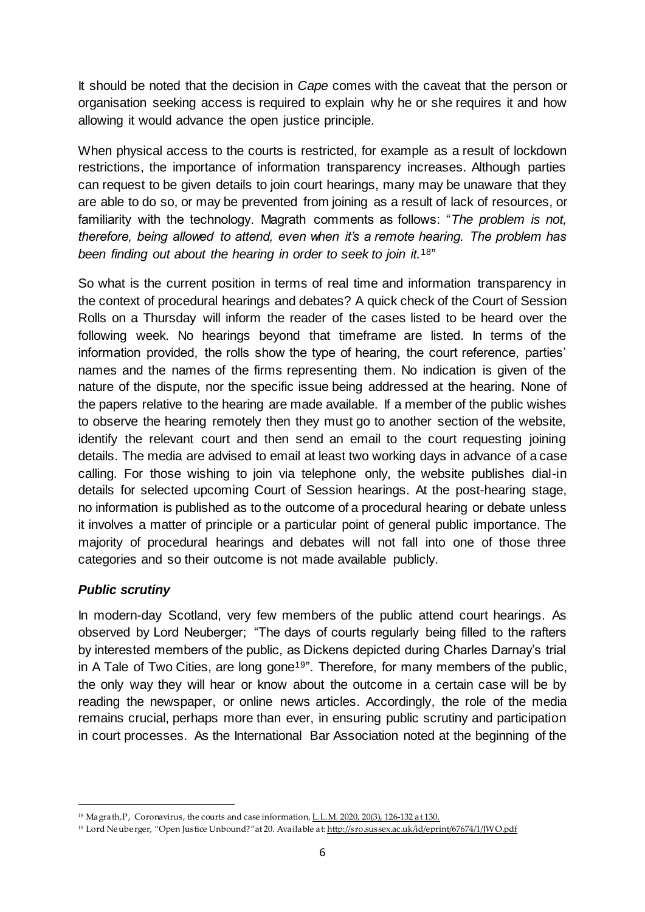It should be noted that the decision in *Cape* comes with the caveat that the person or organisation seeking access is required to explain why he or she requires it and how allowing it would advance the open justice principle.

When physical access to the courts is restricted, for example as a result of lockdown restrictions, the importance of information transparency increases. Although parties can request to be given details to join court hearings, many may be unaware that they are able to do so, or may be prevented from joining as a result of lack of resources, or familiarity with the technology. Magrath comments as follows: "*The problem is not, therefore, being allowed to attend, even when it's a remote hearing. The problem has been finding out about the hearing in order to seek to join it.*[18]"

So what is the current position in terms of real time and information transparency in the context of procedural hearings and debates? A quick check of the Court of Session Rolls on a Thursday will inform the reader of the cases listed to be heard over the following week. No hearings beyond that timeframe are listed. In terms of the information provided, the rolls show the type of hearing, the court reference, parties' names and the names of the firms representing them. No indication is given of the nature of the dispute, nor the specific issue being addressed at the hearing. None of the papers relative to the hearing are made available. If a member of the public wishes to observe the hearing remotely then they must go to another section of the website, identify the relevant court and then send an email to the court requesting joining details. The media are advised to email at least two working days in advance of a case calling. For those wishing to join via telephone only, the website publishes dial-in details for selected upcoming Court of Session hearings. At the post-hearing stage, no information is published as to the outcome of a procedural hearing or debate unless it involves a matter of principle or a particular point of general public importance. The majority of procedural hearings and debates will not fall into one of those three categories and so their outcome is not made available publicly.

### *Public scrutiny*

In modern-day Scotland, very few members of the public attend court hearings. As observed by Lord Neuberger; "The days of courts regularly being filled to the rafters by interested members of the public, as Dickens depicted during Charles Darnay's trial in A Tale of Two Cities, are long gone[19]". Therefore, for many members of the public, the only way they will hear or know about the outcome in a certain case will be by reading the newspaper, or online news articles. Accordingly, the role of the media remains crucial, perhaps more than ever, in ensuring public scrutiny and participation in court processes. As the International Bar Association noted at the beginning of the

---

[18] Magrath, P, Coronavirus, the courts and case information, L.L.M. 2020, 20(3), 126-132 at 130.

[19] Lord Neuberger, "Open Justice Unbound?" at 20. Available at: http://sro.sussex.ac.uk/id/eprint/67674/1/JWO.pdf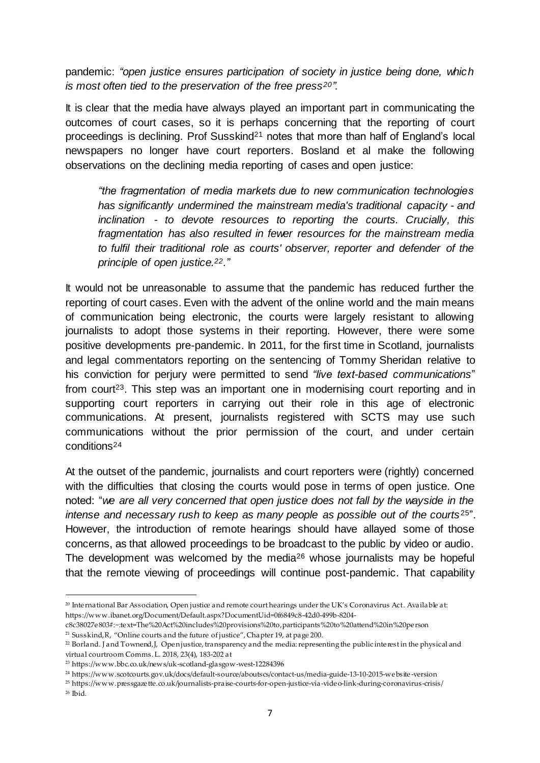pandemic: *"open justice ensures participation of society in justice being done, which is most often tied to the preservation of the free press[20]".*

It is clear that the media have always played an important part in communicating the outcomes of court cases, so it is perhaps concerning that the reporting of court proceedings is declining. Prof Susskind[21] notes that more than half of England's local newspapers no longer have court reporters. Bosland et al make the following observations on the declining media reporting of cases and open justice:

> *"the fragmentation of media markets due to new communication technologies has significantly undermined the mainstream media's traditional capacity - and inclination - to devote resources to reporting the courts. Crucially, this fragmentation has also resulted in fewer resources for the mainstream media to fulfil their traditional role as courts' observer, reporter and defender of the principle of open justice.[22]."*

It would not be unreasonable to assume that the pandemic has reduced further the reporting of court cases. Even with the advent of the online world and the main means of communication being electronic, the courts were largely resistant to allowing journalists to adopt those systems in their reporting. However, there were some positive developments pre-pandemic. In 2011, for the first time in Scotland, journalists and legal commentators reporting on the sentencing of Tommy Sheridan relative to his conviction for perjury were permitted to send *"live text-based communications"* from court[23]. This step was an important one in modernising court reporting and in supporting court reporters in carrying out their role in this age of electronic communications. At present, journalists registered with SCTS may use such communications without the prior permission of the court, and under certain conditions[24]

At the outset of the pandemic, journalists and court reporters were (rightly) concerned with the difficulties that closing the courts would pose in terms of open justice. One noted: "*we are all very concerned that open justice does not fall by the wayside in the intense and necessary rush to keep as many people as possible out of the courts*[25]". However, the introduction of remote hearings should have allayed some of those concerns, as that allowed proceedings to be broadcast to the public by video or audio. The development was welcomed by the media[26] whose journalists may be hopeful that the remote viewing of proceedings will continue post-pandemic. That capability

---

[20] International Bar Association, Open justice and remote court hearings under the UK's Coronavirus Act. Available at: https://www.ibanet.org/Document/Default.aspx?DocumentUid=0f6849c8-42d0-499b-8204-c8c38027e803#:~:text=The%20Act%20includes%20provisions%20to,participants%20to%20attend%20in%20person

[21] Susskind,R, "Online courts and the future of justice", Chapter 19, at page 200.

[22] Borland. J and Townend,J, Open justice, transparency and the media: representing the public interest in the physical and virtual courtroom Comms. L. 2018, 23(4), 183-202 at

[23] https://www.bbc.co.uk/news/uk-scotland-glasgow-west-12284396

[24] https://www.scotcourts.gov.uk/docs/default-source/aboutscs/contact-us/media-guide-13-10-2015-website-version

[25] https://www.pressgazette.co.uk/journalists-praise-courts-for-open-justice-via-video-link-during-coronavirus-crisis/

[26] Ibid.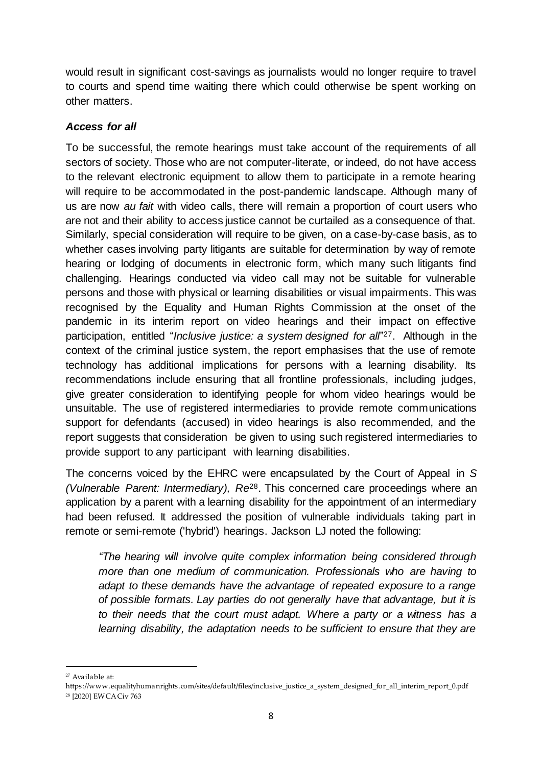would result in significant cost-savings as journalists would no longer require to travel to courts and spend time waiting there which could otherwise be spent working on other matters.

### ***Access for all***

To be successful, the remote hearings must take account of the requirements of all sectors of society. Those who are not computer-literate, or indeed, do not have access to the relevant electronic equipment to allow them to participate in a remote hearing will require to be accommodated in the post-pandemic landscape. Although many of us are now *au fait* with video calls, there will remain a proportion of court users who are not and their ability to access justice cannot be curtailed as a consequence of that. Similarly, special consideration will require to be given, on a case-by-case basis, as to whether cases involving party litigants are suitable for determination by way of remote hearing or lodging of documents in electronic form, which many such litigants find challenging. Hearings conducted via video call may not be suitable for vulnerable persons and those with physical or learning disabilities or visual impairments. This was recognised by the Equality and Human Rights Commission at the onset of the pandemic in its interim report on video hearings and their impact on effective participation, entitled "*Inclusive justice: a system designed for all*"[27]. Although in the context of the criminal justice system, the report emphasises that the use of remote technology has additional implications for persons with a learning disability. Its recommendations include ensuring that all frontline professionals, including judges, give greater consideration to identifying people for whom video hearings would be unsuitable. The use of registered intermediaries to provide remote communications support for defendants (accused) in video hearings is also recommended, and the report suggests that consideration be given to using such registered intermediaries to provide support to any participant with learning disabilities.

The concerns voiced by the EHRC were encapsulated by the Court of Appeal in *S (Vulnerable Parent: Intermediary), Re*[28]. This concerned care proceedings where an application by a parent with a learning disability for the appointment of an intermediary had been refused. It addressed the position of vulnerable individuals taking part in remote or semi-remote ('hybrid') hearings. Jackson LJ noted the following:

> *"The hearing will involve quite complex information being considered through more than one medium of communication. Professionals who are having to adapt to these demands have the advantage of repeated exposure to a range of possible formats. Lay parties do not generally have that advantage, but it is to their needs that the court must adapt. Where a party or a witness has a learning disability, the adaptation needs to be sufficient to ensure that they are*

---

[27] Available at: https://www.equalityhumanrights.com/sites/default/files/inclusive_justice_a_system_designed_for_all_interim_report_0.pdf

[28] [2020] EWCA Civ 763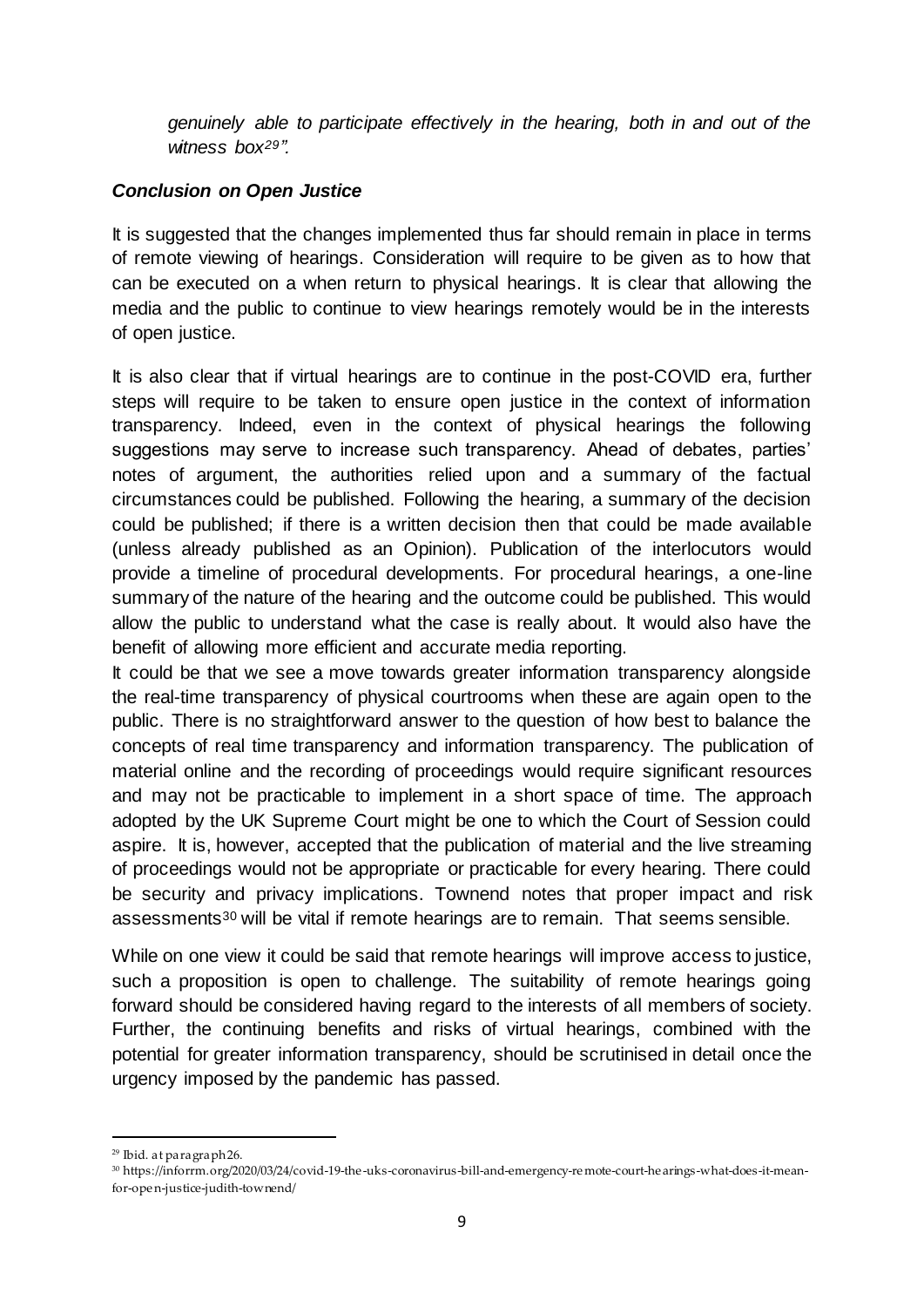*genuinely able to participate effectively in the hearing, both in and out of the witness box[29]".*

### *Conclusion on Open Justice*

It is suggested that the changes implemented thus far should remain in place in terms of remote viewing of hearings. Consideration will require to be given as to how that can be executed on a when return to physical hearings. It is clear that allowing the media and the public to continue to view hearings remotely would be in the interests of open justice.

It is also clear that if virtual hearings are to continue in the post-COVID era, further steps will require to be taken to ensure open justice in the context of information transparency. Indeed, even in the context of physical hearings the following suggestions may serve to increase such transparency. Ahead of debates, parties' notes of argument, the authorities relied upon and a summary of the factual circumstances could be published. Following the hearing, a summary of the decision could be published; if there is a written decision then that could be made available (unless already published as an Opinion). Publication of the interlocutors would provide a timeline of procedural developments. For procedural hearings, a one-line summary of the nature of the hearing and the outcome could be published. This would allow the public to understand what the case is really about. It would also have the benefit of allowing more efficient and accurate media reporting.

It could be that we see a move towards greater information transparency alongside the real-time transparency of physical courtrooms when these are again open to the public. There is no straightforward answer to the question of how best to balance the concepts of real time transparency and information transparency. The publication of material online and the recording of proceedings would require significant resources and may not be practicable to implement in a short space of time. The approach adopted by the UK Supreme Court might be one to which the Court of Session could aspire. It is, however, accepted that the publication of material and the live streaming of proceedings would not be appropriate or practicable for every hearing. There could be security and privacy implications. Townend notes that proper impact and risk assessments[30] will be vital if remote hearings are to remain. That seems sensible.

While on one view it could be said that remote hearings will improve access to justice, such a proposition is open to challenge. The suitability of remote hearings going forward should be considered having regard to the interests of all members of society. Further, the continuing benefits and risks of virtual hearings, combined with the potential for greater information transparency, should be scrutinised in detail once the urgency imposed by the pandemic has passed.

---

[29] Ibid. at paragraph 26.

[30] https://inforrm.org/2020/03/24/covid-19-the-uks-coronavirus-bill-and-emergency-remote-court-hearings-what-does-it-mean-for-open-justice-judith-townend/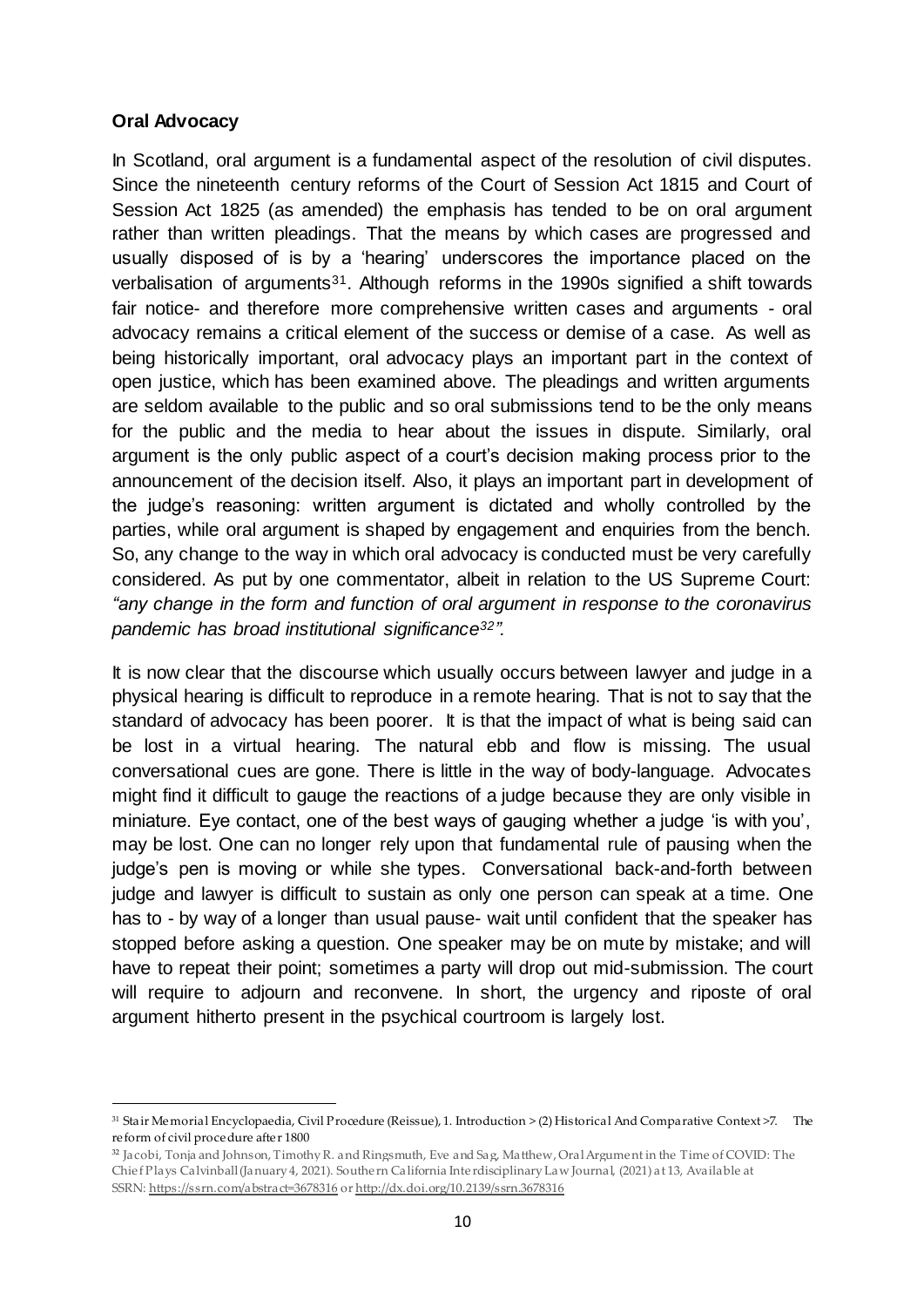**Oral Advocacy**

In Scotland, oral argument is a fundamental aspect of the resolution of civil disputes. Since the nineteenth century reforms of the Court of Session Act 1815 and Court of Session Act 1825 (as amended) the emphasis has tended to be on oral argument rather than written pleadings. That the means by which cases are progressed and usually disposed of is by a 'hearing' underscores the importance placed on the verbalisation of arguments[31]. Although reforms in the 1990s signified a shift towards fair notice- and therefore more comprehensive written cases and arguments - oral advocacy remains a critical element of the success or demise of a case. As well as being historically important, oral advocacy plays an important part in the context of open justice, which has been examined above. The pleadings and written arguments are seldom available to the public and so oral submissions tend to be the only means for the public and the media to hear about the issues in dispute. Similarly, oral argument is the only public aspect of a court's decision making process prior to the announcement of the decision itself. Also, it plays an important part in development of the judge's reasoning: written argument is dictated and wholly controlled by the parties, while oral argument is shaped by engagement and enquiries from the bench. So, any change to the way in which oral advocacy is conducted must be very carefully considered. As put by one commentator, albeit in relation to the US Supreme Court: *"any change in the form and function of oral argument in response to the coronavirus pandemic has broad institutional significance[32]".*

It is now clear that the discourse which usually occurs between lawyer and judge in a physical hearing is difficult to reproduce in a remote hearing. That is not to say that the standard of advocacy has been poorer. It is that the impact of what is being said can be lost in a virtual hearing. The natural ebb and flow is missing. The usual conversational cues are gone. There is little in the way of body-language. Advocates might find it difficult to gauge the reactions of a judge because they are only visible in miniature. Eye contact, one of the best ways of gauging whether a judge 'is with you', may be lost. One can no longer rely upon that fundamental rule of pausing when the judge's pen is moving or while she types. Conversational back-and-forth between judge and lawyer is difficult to sustain as only one person can speak at a time. One has to - by way of a longer than usual pause- wait until confident that the speaker has stopped before asking a question. One speaker may be on mute by mistake; and will have to repeat their point; sometimes a party will drop out mid-submission. The court will require to adjourn and reconvene. In short, the urgency and riposte of oral argument hitherto present in the psychical courtroom is largely lost.

---

[31] Stair Memorial Encyclopaedia, Civil Procedure (Reissue), 1. Introduction > (2) Historical And Comparative Context >7. The reform of civil procedure after 1800

[32] Jacobi, Tonja and Johnson, Timothy R. and Ringsmuth, Eve and Sag, Matthew, Oral Argument in the Time of COVID: The Chief Plays Calvinball (January 4, 2021). Southern California Interdisciplinary Law Journal, (2021) at 13, Available at SSRN: https://ssrn.com/abstract=3678316 or http://dx.doi.org/10.2139/ssrn.3678316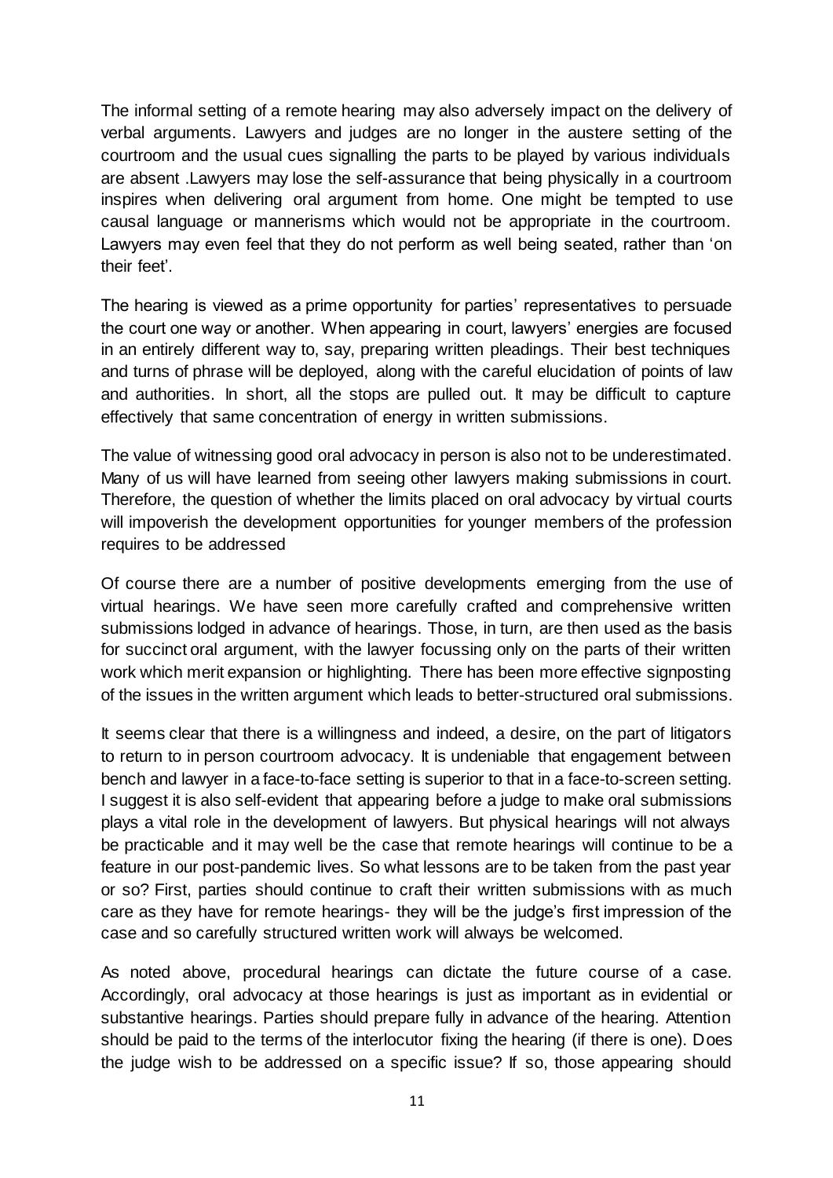The informal setting of a remote hearing may also adversely impact on the delivery of verbal arguments. Lawyers and judges are no longer in the austere setting of the courtroom and the usual cues signalling the parts to be played by various individuals are absent .Lawyers may lose the self-assurance that being physically in a courtroom inspires when delivering oral argument from home. One might be tempted to use causal language or mannerisms which would not be appropriate in the courtroom. Lawyers may even feel that they do not perform as well being seated, rather than 'on their feet'.

The hearing is viewed as a prime opportunity for parties' representatives to persuade the court one way or another. When appearing in court, lawyers' energies are focused in an entirely different way to, say, preparing written pleadings. Their best techniques and turns of phrase will be deployed, along with the careful elucidation of points of law and authorities. In short, all the stops are pulled out. It may be difficult to capture effectively that same concentration of energy in written submissions.

The value of witnessing good oral advocacy in person is also not to be underestimated. Many of us will have learned from seeing other lawyers making submissions in court. Therefore, the question of whether the limits placed on oral advocacy by virtual courts will impoverish the development opportunities for younger members of the profession requires to be addressed

Of course there are a number of positive developments emerging from the use of virtual hearings. We have seen more carefully crafted and comprehensive written submissions lodged in advance of hearings. Those, in turn, are then used as the basis for succinct oral argument, with the lawyer focussing only on the parts of their written work which merit expansion or highlighting. There has been more effective signposting of the issues in the written argument which leads to better-structured oral submissions.

It seems clear that there is a willingness and indeed, a desire, on the part of litigators to return to in person courtroom advocacy. It is undeniable that engagement between bench and lawyer in a face-to-face setting is superior to that in a face-to-screen setting. I suggest it is also self-evident that appearing before a judge to make oral submissions plays a vital role in the development of lawyers. But physical hearings will not always be practicable and it may well be the case that remote hearings will continue to be a feature in our post-pandemic lives. So what lessons are to be taken from the past year or so? First, parties should continue to craft their written submissions with as much care as they have for remote hearings- they will be the judge's first impression of the case and so carefully structured written work will always be welcomed.

As noted above, procedural hearings can dictate the future course of a case. Accordingly, oral advocacy at those hearings is just as important as in evidential or substantive hearings. Parties should prepare fully in advance of the hearing. Attention should be paid to the terms of the interlocutor fixing the hearing (if there is one). Does the judge wish to be addressed on a specific issue? If so, those appearing should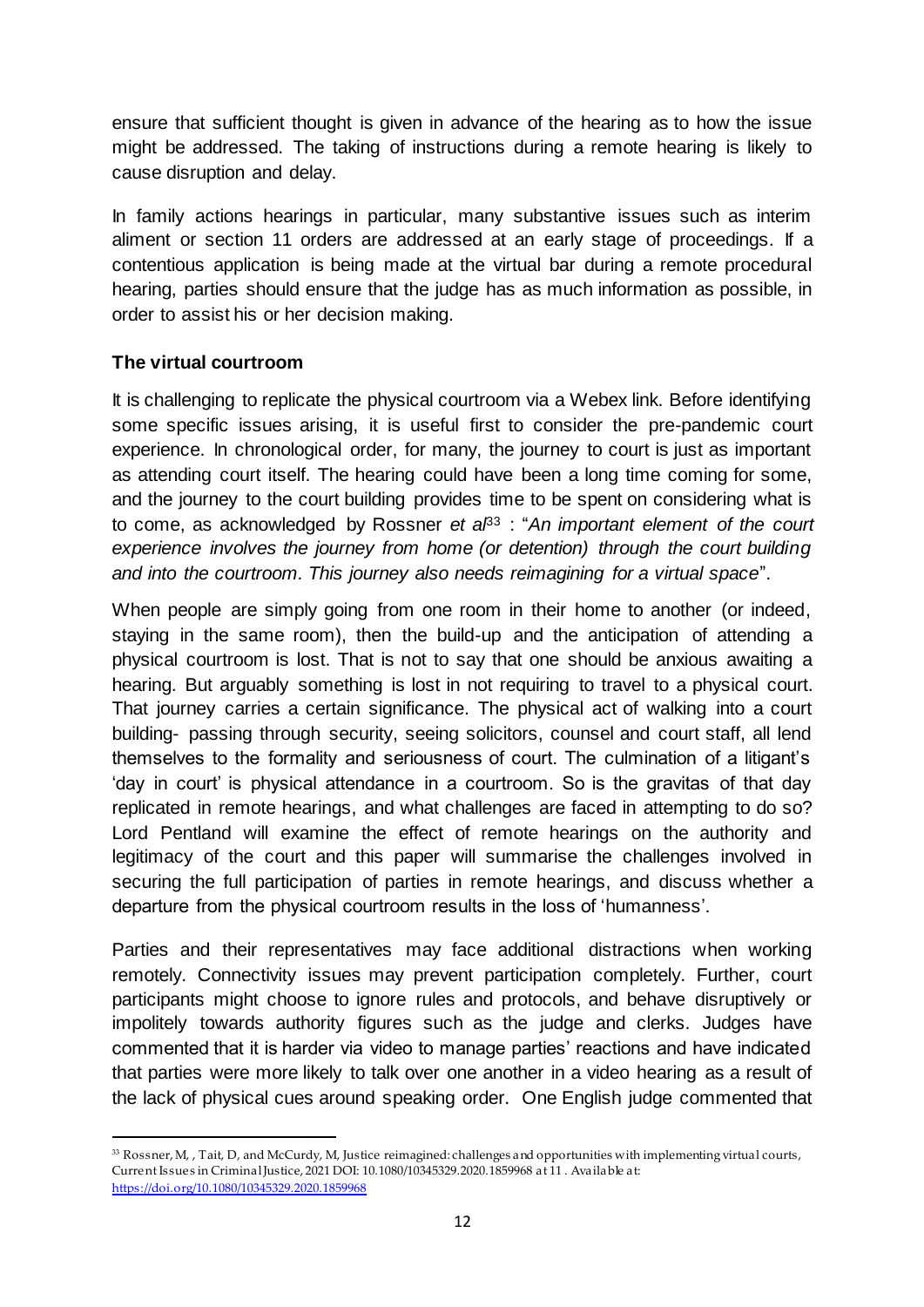ensure that sufficient thought is given in advance of the hearing as to how the issue might be addressed. The taking of instructions during a remote hearing is likely to cause disruption and delay.

In family actions hearings in particular, many substantive issues such as interim aliment or section 11 orders are addressed at an early stage of proceedings. If a contentious application is being made at the virtual bar during a remote procedural hearing, parties should ensure that the judge has as much information as possible, in order to assist his or her decision making.

## The virtual courtroom

It is challenging to replicate the physical courtroom via a Webex link. Before identifying some specific issues arising, it is useful first to consider the pre-pandemic court experience. In chronological order, for many, the journey to court is just as important as attending court itself. The hearing could have been a long time coming for some, and the journey to the court building provides time to be spent on considering what is to come, as acknowledged by Rossner *et al*[33] : "*An important element of the court experience involves the journey from home (or detention) through the court building and into the courtroom. This journey also needs reimagining for a virtual space*".

When people are simply going from one room in their home to another (or indeed, staying in the same room), then the build-up and the anticipation of attending a physical courtroom is lost. That is not to say that one should be anxious awaiting a hearing. But arguably something is lost in not requiring to travel to a physical court. That journey carries a certain significance. The physical act of walking into a court building- passing through security, seeing solicitors, counsel and court staff, all lend themselves to the formality and seriousness of court. The culmination of a litigant's 'day in court' is physical attendance in a courtroom. So is the gravitas of that day replicated in remote hearings, and what challenges are faced in attempting to do so? Lord Pentland will examine the effect of remote hearings on the authority and legitimacy of the court and this paper will summarise the challenges involved in securing the full participation of parties in remote hearings, and discuss whether a departure from the physical courtroom results in the loss of 'humanness'.

Parties and their representatives may face additional distractions when working remotely. Connectivity issues may prevent participation completely. Further, court participants might choose to ignore rules and protocols, and behave disruptively or impolitely towards authority figures such as the judge and clerks. Judges have commented that it is harder via video to manage parties' reactions and have indicated that parties were more likely to talk over one another in a video hearing as a result of the lack of physical cues around speaking order. One English judge commented that

---

[33] Rossner, M, , Tait, D, and McCurdy, M, Justice reimagined: challenges and opportunities with implementing virtual courts, Current Issues in Criminal Justice, 2021 DOI: 10.1080/10345329.2020.1859968 at 11 . Available at: https://doi.org/10.1080/10345329.2020.1859968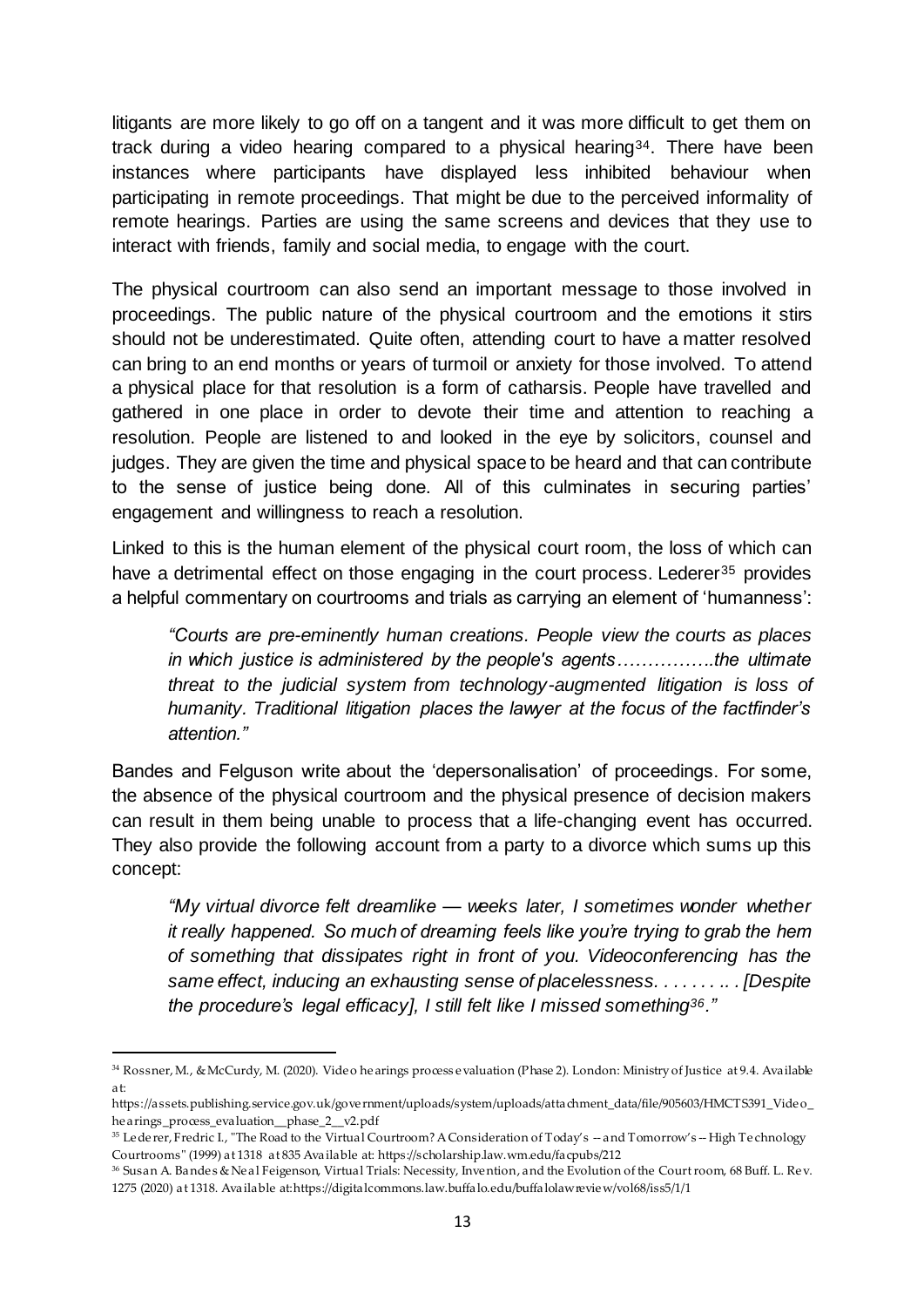litigants are more likely to go off on a tangent and it was more difficult to get them on track during a video hearing compared to a physical hearing[34]. There have been instances where participants have displayed less inhibited behaviour when participating in remote proceedings. That might be due to the perceived informality of remote hearings. Parties are using the same screens and devices that they use to interact with friends, family and social media, to engage with the court.

The physical courtroom can also send an important message to those involved in proceedings. The public nature of the physical courtroom and the emotions it stirs should not be underestimated. Quite often, attending court to have a matter resolved can bring to an end months or years of turmoil or anxiety for those involved. To attend a physical place for that resolution is a form of catharsis. People have travelled and gathered in one place in order to devote their time and attention to reaching a resolution. People are listened to and looked in the eye by solicitors, counsel and judges. They are given the time and physical space to be heard and that can contribute to the sense of justice being done. All of this culminates in securing parties' engagement and willingness to reach a resolution.

Linked to this is the human element of the physical court room, the loss of which can have a detrimental effect on those engaging in the court process. Lederer[35] provides a helpful commentary on courtrooms and trials as carrying an element of 'humanness':

> *"Courts are pre-eminently human creations. People view the courts as places in which justice is administered by the people's agents…………….the ultimate threat to the judicial system from technology-augmented litigation is loss of humanity. Traditional litigation places the lawyer at the focus of the factfinder's attention."*

Bandes and Felguson write about the 'depersonalisation' of proceedings. For some, the absence of the physical courtroom and the physical presence of decision makers can result in them being unable to process that a life-changing event has occurred. They also provide the following account from a party to a divorce which sums up this concept:

> *"My virtual divorce felt dreamlike — weeks later, I sometimes wonder whether it really happened. So much of dreaming feels like you're trying to grab the hem of something that dissipates right in front of you. Videoconferencing has the same effect, inducing an exhausting sense of placelessness. . . . . . . .. . [Despite the procedure's legal efficacy], I still felt like I missed something[36]."*

---

[34] Rossner, M., & McCurdy, M. (2020). Video hearings process evaluation (Phase 2). London: Ministry of Justice at 9.4. Available at: https://assets.publishing.service.gov.uk/government/uploads/system/uploads/attachment_data/file/905603/HMCTS391_Video_hearings_process_evaluation__phase_2__v2.pdf

[35] Lederer, Fredric I., "The Road to the Virtual Courtroom? A Consideration of Today's -- and Tomorrow's -- High Technology Courtrooms" (1999) at 1318 at 835 Available at: https://scholarship.law.wm.edu/facpubs/212

[36] Susan A. Bandes & Neal Feigenson, Virtual Trials: Necessity, Invention, and the Evolution of the Courtroom, 68 Buff. L. Rev. 1275 (2020) at 1318. Available at:https://digitalcommons.law.buffalo.edu/buffalolawreview/vol68/iss5/1/1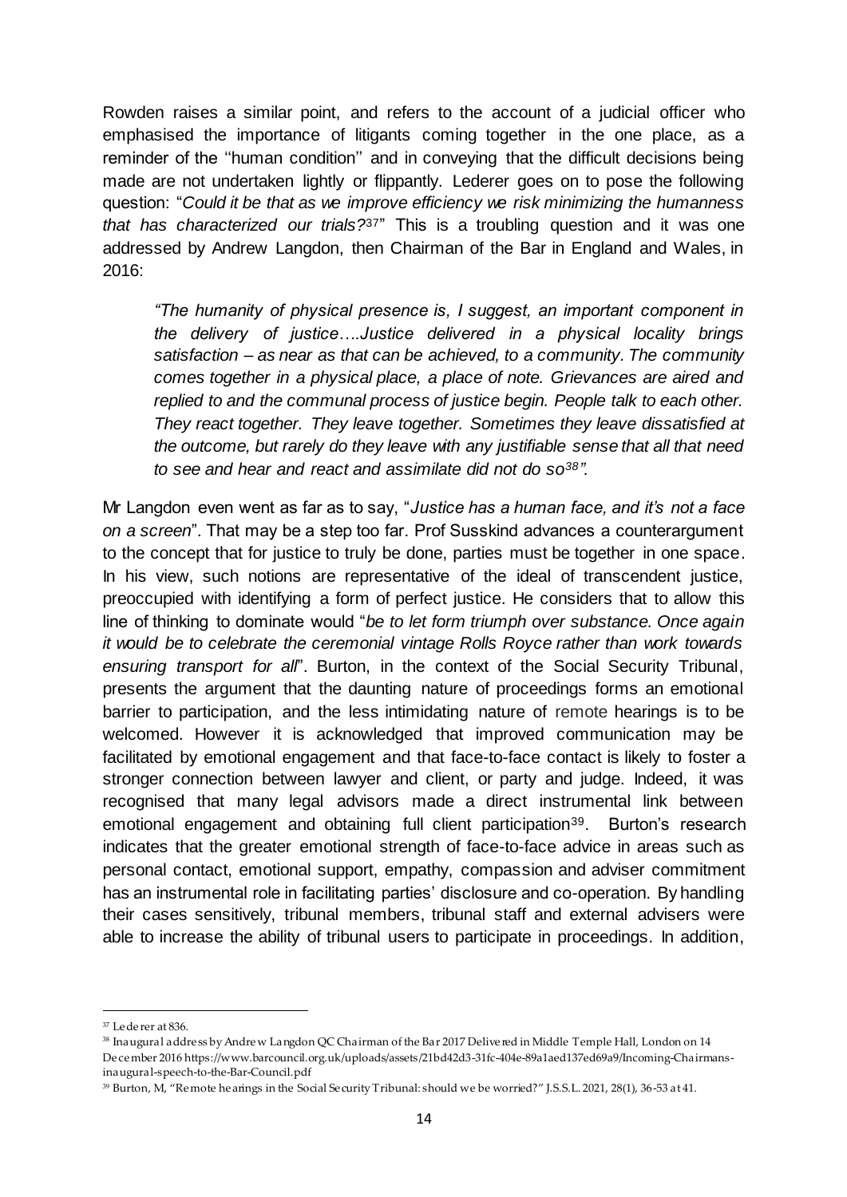Rowden raises a similar point, and refers to the account of a judicial officer who emphasised the importance of litigants coming together in the one place, as a reminder of the ''human condition'' and in conveying that the difficult decisions being made are not undertaken lightly or flippantly. Lederer goes on to pose the following question: "*Could it be that as we improve efficiency we risk minimizing the humanness that has characterized our trials?*[37]" This is a troubling question and it was one addressed by Andrew Langdon, then Chairman of the Bar in England and Wales, in 2016:

> *"The humanity of physical presence is, I suggest, an important component in the delivery of justice….Justice delivered in a physical locality brings satisfaction – as near as that can be achieved, to a community. The community comes together in a physical place, a place of note. Grievances are aired and replied to and the communal process of justice begin. People talk to each other. They react together. They leave together. Sometimes they leave dissatisfied at the outcome, but rarely do they leave with any justifiable sense that all that need to see and hear and react and assimilate did not do so[38]".*

Mr Langdon even went as far as to say, "*Justice has a human face, and it's not a face on a screen*". That may be a step too far. Prof Susskind advances a counterargument to the concept that for justice to truly be done, parties must be together in one space. In his view, such notions are representative of the ideal of transcendent justice, preoccupied with identifying a form of perfect justice. He considers that to allow this line of thinking to dominate would "*be to let form triumph over substance. Once again it would be to celebrate the ceremonial vintage Rolls Royce rather than work towards ensuring transport for all*". Burton, in the context of the Social Security Tribunal, presents the argument that the daunting nature of proceedings forms an emotional barrier to participation, and the less intimidating nature of remote hearings is to be welcomed. However it is acknowledged that improved communication may be facilitated by emotional engagement and that face-to-face contact is likely to foster a stronger connection between lawyer and client, or party and judge. Indeed, it was recognised that many legal advisors made a direct instrumental link between emotional engagement and obtaining full client participation[39]. Burton's research indicates that the greater emotional strength of face-to-face advice in areas such as personal contact, emotional support, empathy, compassion and adviser commitment has an instrumental role in facilitating parties' disclosure and co-operation. By handling their cases sensitively, tribunal members, tribunal staff and external advisers were able to increase the ability of tribunal users to participate in proceedings. In addition,

---

[37] Lederer at 836.

[38] Inaugural address by Andrew Langdon QC Chairman of the Bar 2017 Delivered in Middle Temple Hall, London on 14 December 2016 https://www.barcouncil.org.uk/uploads/assets/21bd42d3-31fc-404e-89a1aed137ed69a9/Incoming-Chairmans-inaugural-speech-to-the-Bar-Council.pdf

[39] Burton, M, "Remote hearings in the Social Security Tribunal: should we be worried?" J.S.S.L. 2021, 28(1), 36-53 at 41.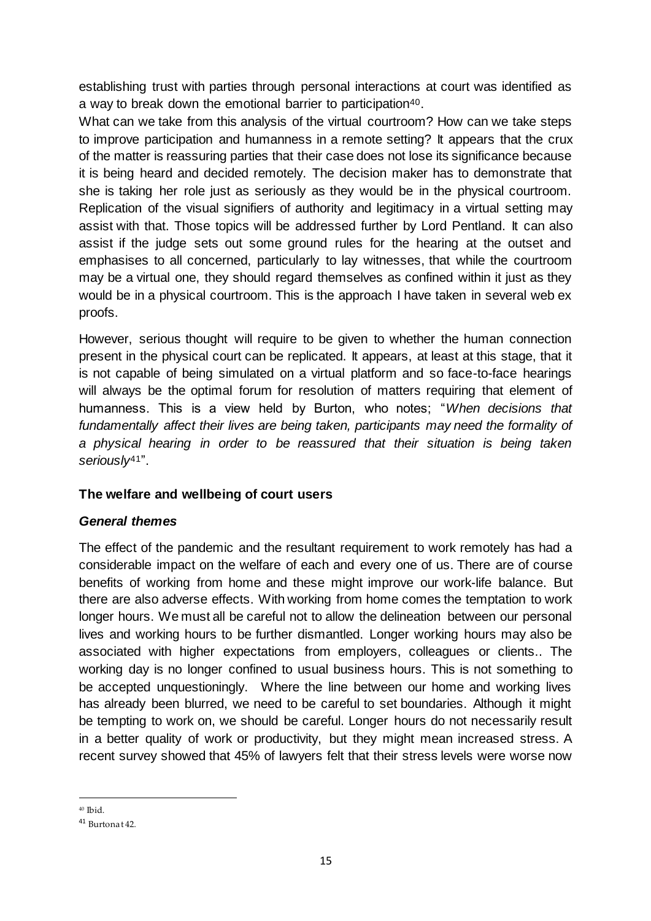establishing trust with parties through personal interactions at court was identified as a way to break down the emotional barrier to participation[40].

What can we take from this analysis of the virtual courtroom? How can we take steps to improve participation and humanness in a remote setting? It appears that the crux of the matter is reassuring parties that their case does not lose its significance because it is being heard and decided remotely. The decision maker has to demonstrate that she is taking her role just as seriously as they would be in the physical courtroom. Replication of the visual signifiers of authority and legitimacy in a virtual setting may assist with that. Those topics will be addressed further by Lord Pentland. It can also assist if the judge sets out some ground rules for the hearing at the outset and emphasises to all concerned, particularly to lay witnesses, that while the courtroom may be a virtual one, they should regard themselves as confined within it just as they would be in a physical courtroom. This is the approach I have taken in several web ex proofs.

However, serious thought will require to be given to whether the human connection present in the physical court can be replicated. It appears, at least at this stage, that it is not capable of being simulated on a virtual platform and so face-to-face hearings will always be the optimal forum for resolution of matters requiring that element of humanness. This is a view held by Burton, who notes; "*When decisions that fundamentally affect their lives are being taken, participants may need the formality of a physical hearing in order to be reassured that their situation is being taken seriously*[41]".

**The welfare and wellbeing of court users**

***General themes***

The effect of the pandemic and the resultant requirement to work remotely has had a considerable impact on the welfare of each and every one of us. There are of course benefits of working from home and these might improve our work-life balance. But there are also adverse effects. With working from home comes the temptation to work longer hours. We must all be careful not to allow the delineation between our personal lives and working hours to be further dismantled. Longer working hours may also be associated with higher expectations from employers, colleagues or clients.. The working day is no longer confined to usual business hours. This is not something to be accepted unquestioningly. Where the line between our home and working lives has already been blurred, we need to be careful to set boundaries. Although it might be tempting to work on, we should be careful. Longer hours do not necessarily result in a better quality of work or productivity, but they might mean increased stress. A recent survey showed that 45% of lawyers felt that their stress levels were worse now

---

[40] Ibid.

[41] Burton at 42.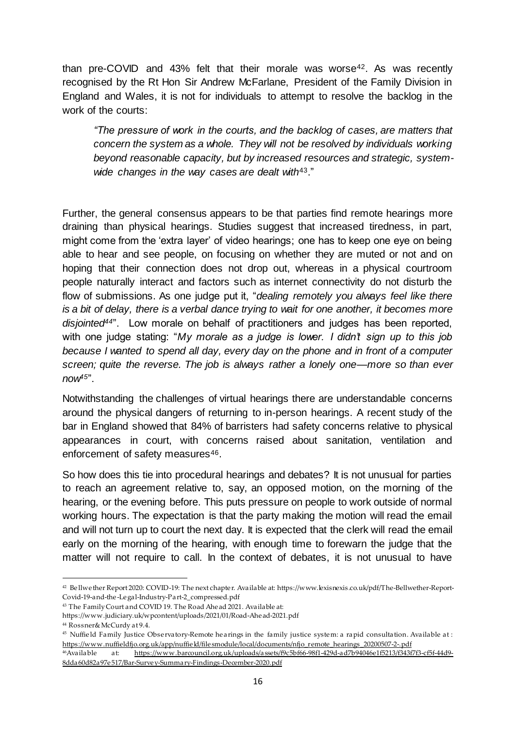than pre-COVID and 43% felt that their morale was worse[42]. As was recently recognised by the Rt Hon Sir Andrew McFarlane, President of the Family Division in England and Wales, it is not for individuals to attempt to resolve the backlog in the work of the courts:

> *"The pressure of work in the courts, and the backlog of cases, are matters that concern the system as a whole. They will not be resolved by individuals working beyond reasonable capacity, but by increased resources and strategic, system-wide changes in the way cases are dealt with*[43]."

Further, the general consensus appears to be that parties find remote hearings more draining than physical hearings. Studies suggest that increased tiredness, in part, might come from the 'extra layer' of video hearings; one has to keep one eye on being able to hear and see people, on focusing on whether they are muted or not and on hoping that their connection does not drop out, whereas in a physical courtroom people naturally interact and factors such as internet connectivity do not disturb the flow of submissions. As one judge put it, "*dealing remotely you always feel like there is a bit of delay, there is a verbal dance trying to wait for one another, it becomes more disjointed*[44]". Low morale on behalf of practitioners and judges has been reported, with one judge stating: "*My morale as a judge is lower. I didn't sign up to this job because I wanted to spend all day, every day on the phone and in front of a computer screen; quite the reverse. The job is always rather a lonely one—more so than ever now*[45]".

Notwithstanding the challenges of virtual hearings there are understandable concerns around the physical dangers of returning to in-person hearings. A recent study of the bar in England showed that 84% of barristers had safety concerns relative to physical appearances in court, with concerns raised about sanitation, ventilation and enforcement of safety measures[46].

So how does this tie into procedural hearings and debates? It is not unusual for parties to reach an agreement relative to, say, an opposed motion, on the morning of the hearing, or the evening before. This puts pressure on people to work outside of normal working hours. The expectation is that the party making the motion will read the email and will not turn up to court the next day. It is expected that the clerk will read the email early on the morning of the hearing, with enough time to forewarn the judge that the matter will not require to call. In the context of debates, it is not unusual to have

---

[42] Bellwether Report 2020: COVID-19: The next chapter. Available at: https://www.lexisnexis.co.uk/pdf/The-Bellwether-Report-Covid-19-and-the-Legal-Industry-Part-2_compressed.pdf

[43] The Family Court and COVID 19. The Road Ahead 2021. Available at: https://www.judiciary.uk/wpcontent/uploads/2021/01/Road-Ahead-2021.pdf

[44] Rossner& McCurdy at 9.4.

[45] Nuffield Family Justice Observatory-Remote hearings in the family justice system: a rapid consultation. Available at: https://www.nuffieldfjo.org.uk/app/nuffield/filesmodule/local/documents/nfjo_remote_hearings_20200507-2-.pdf

[46] Available at: https://www.barcouncil.org.uk/uploads/assets/f9c5bf66-98f1-429d-ad7b94046e1f5213/f343f7f3-cf5f-44d9-8dda60d82a97e517/Bar-Survey-Summary-Findings-December-2020.pdf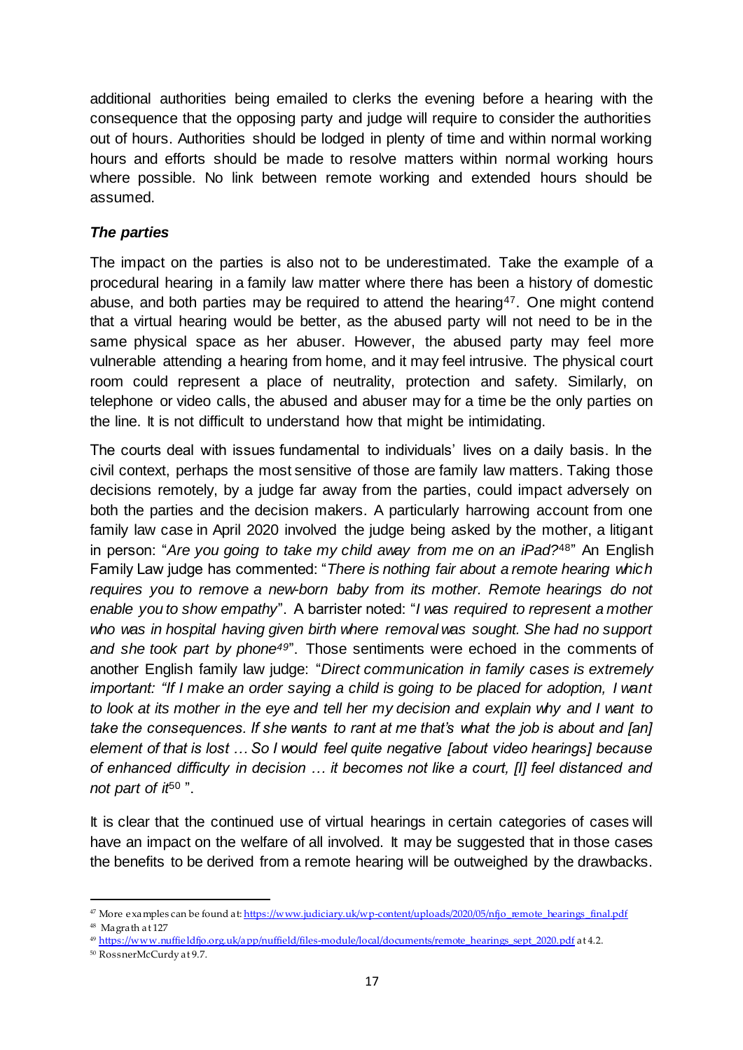additional authorities being emailed to clerks the evening before a hearing with the consequence that the opposing party and judge will require to consider the authorities out of hours. Authorities should be lodged in plenty of time and within normal working hours and efforts should be made to resolve matters within normal working hours where possible. No link between remote working and extended hours should be assumed.

### *The parties*

The impact on the parties is also not to be underestimated. Take the example of a procedural hearing in a family law matter where there has been a history of domestic abuse, and both parties may be required to attend the hearing[47]. One might contend that a virtual hearing would be better, as the abused party will not need to be in the same physical space as her abuser. However, the abused party may feel more vulnerable attending a hearing from home, and it may feel intrusive. The physical court room could represent a place of neutrality, protection and safety. Similarly, on telephone or video calls, the abused and abuser may for a time be the only parties on the line. It is not difficult to understand how that might be intimidating.

The courts deal with issues fundamental to individuals' lives on a daily basis. In the civil context, perhaps the most sensitive of those are family law matters. Taking those decisions remotely, by a judge far away from the parties, could impact adversely on both the parties and the decision makers. A particularly harrowing account from one family law case in April 2020 involved the judge being asked by the mother, a litigant in person: "*Are you going to take my child away from me on an iPad?*[48]" An English Family Law judge has commented: "*There is nothing fair about a remote hearing which requires you to remove a new-born baby from its mother. Remote hearings do not enable you to show empathy*". A barrister noted: "*I was required to represent a mother who was in hospital having given birth where removal was sought. She had no support and she took part by phone*[49]". Those sentiments were echoed in the comments of another English family law judge: "*Direct communication in family cases is extremely important: "If I make an order saying a child is going to be placed for adoption, I want to look at its mother in the eye and tell her my decision and explain why and I want to take the consequences. If she wants to rant at me that's what the job is about and [an] element of that is lost … So I would feel quite negative [about video hearings] because of enhanced difficulty in decision … it becomes not like a court, [I] feel distanced and not part of it*[50] ".

It is clear that the continued use of virtual hearings in certain categories of cases will have an impact on the welfare of all involved. It may be suggested that in those cases the benefits to be derived from a remote hearing will be outweighed by the drawbacks.

---

[47] More examples can be found at: https://www.judiciary.uk/wp-content/uploads/2020/05/nfjo_remote_hearings_final.pdf

[48] Magrath at 127

[49] https://www.nuffieldfjo.org.uk/app/nuffield/files-module/local/documents/remote_hearings_sept_2020.pdf at 4.2.

[50] RossnerMcCurdy at 9.7.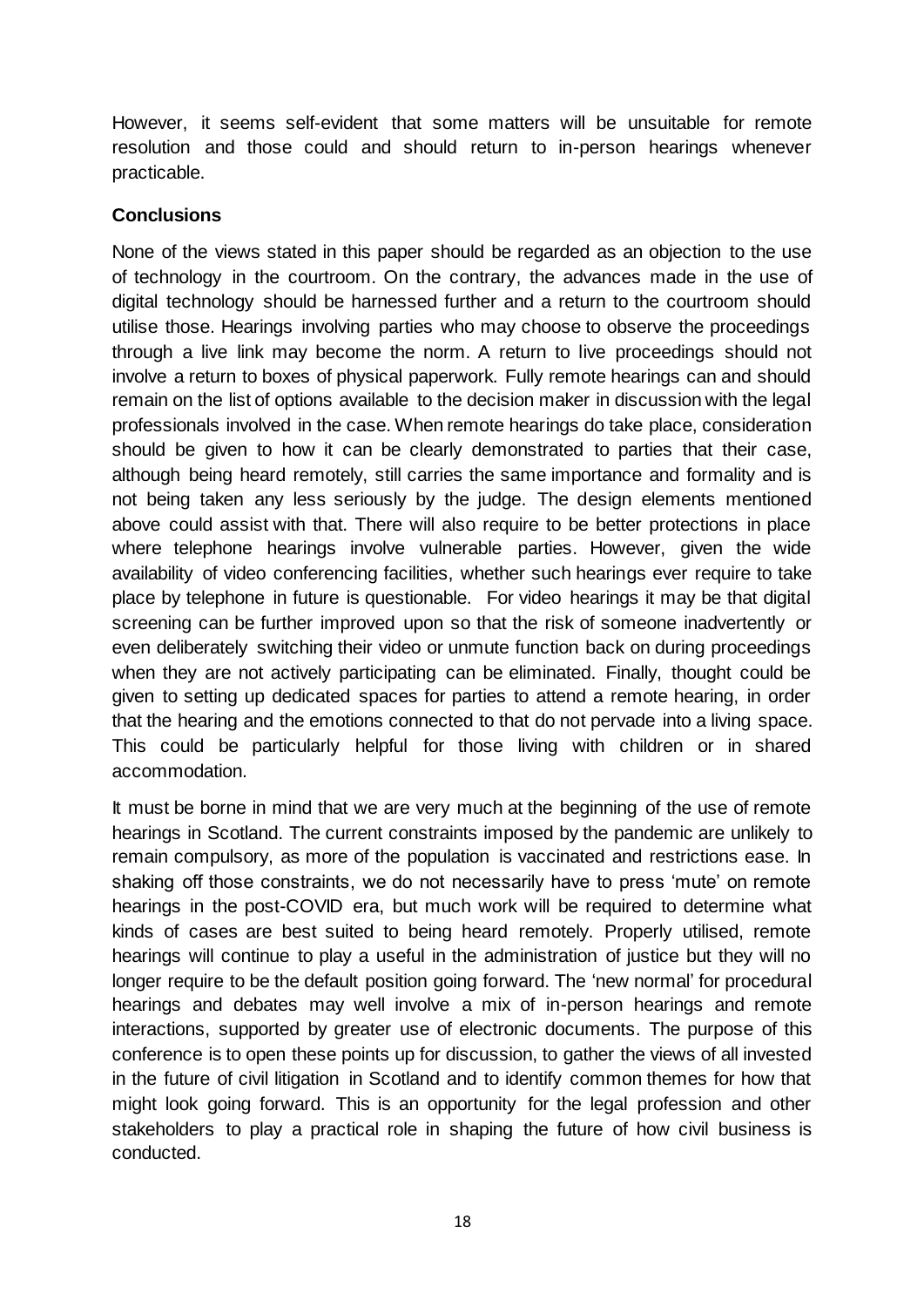However, it seems self-evident that some matters will be unsuitable for remote resolution and those could and should return to in-person hearings whenever practicable.

**Conclusions**

None of the views stated in this paper should be regarded as an objection to the use of technology in the courtroom. On the contrary, the advances made in the use of digital technology should be harnessed further and a return to the courtroom should utilise those. Hearings involving parties who may choose to observe the proceedings through a live link may become the norm. A return to live proceedings should not involve a return to boxes of physical paperwork. Fully remote hearings can and should remain on the list of options available to the decision maker in discussion with the legal professionals involved in the case. When remote hearings do take place, consideration should be given to how it can be clearly demonstrated to parties that their case, although being heard remotely, still carries the same importance and formality and is not being taken any less seriously by the judge. The design elements mentioned above could assist with that. There will also require to be better protections in place where telephone hearings involve vulnerable parties. However, given the wide availability of video conferencing facilities, whether such hearings ever require to take place by telephone in future is questionable. For video hearings it may be that digital screening can be further improved upon so that the risk of someone inadvertently or even deliberately switching their video or unmute function back on during proceedings when they are not actively participating can be eliminated. Finally, thought could be given to setting up dedicated spaces for parties to attend a remote hearing, in order that the hearing and the emotions connected to that do not pervade into a living space. This could be particularly helpful for those living with children or in shared accommodation.

It must be borne in mind that we are very much at the beginning of the use of remote hearings in Scotland. The current constraints imposed by the pandemic are unlikely to remain compulsory, as more of the population is vaccinated and restrictions ease. In shaking off those constraints, we do not necessarily have to press 'mute' on remote hearings in the post-COVID era, but much work will be required to determine what kinds of cases are best suited to being heard remotely. Properly utilised, remote hearings will continue to play a useful in the administration of justice but they will no longer require to be the default position going forward. The 'new normal' for procedural hearings and debates may well involve a mix of in-person hearings and remote interactions, supported by greater use of electronic documents. The purpose of this conference is to open these points up for discussion, to gather the views of all invested in the future of civil litigation in Scotland and to identify common themes for how that might look going forward. This is an opportunity for the legal profession and other stakeholders to play a practical role in shaping the future of how civil business is conducted.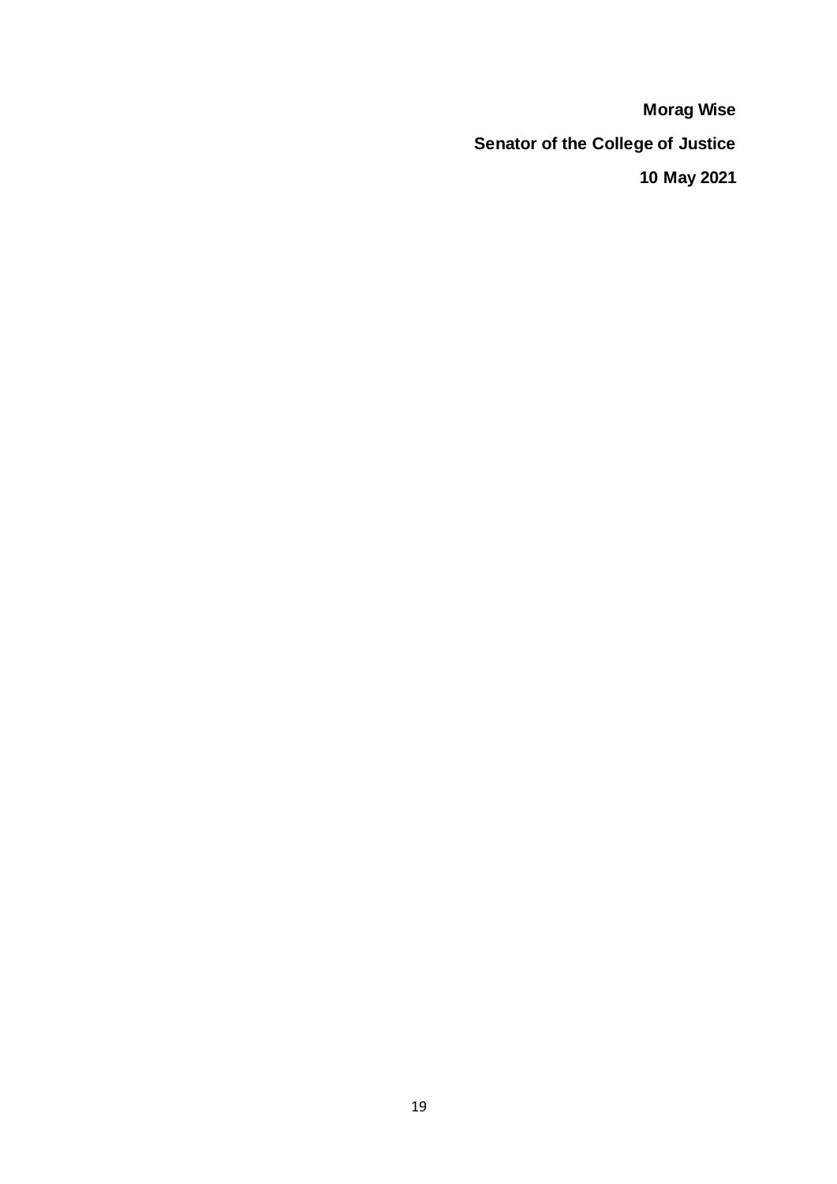**Morag Wise**

**Senator of the College of Justice**

**10 May 2021**